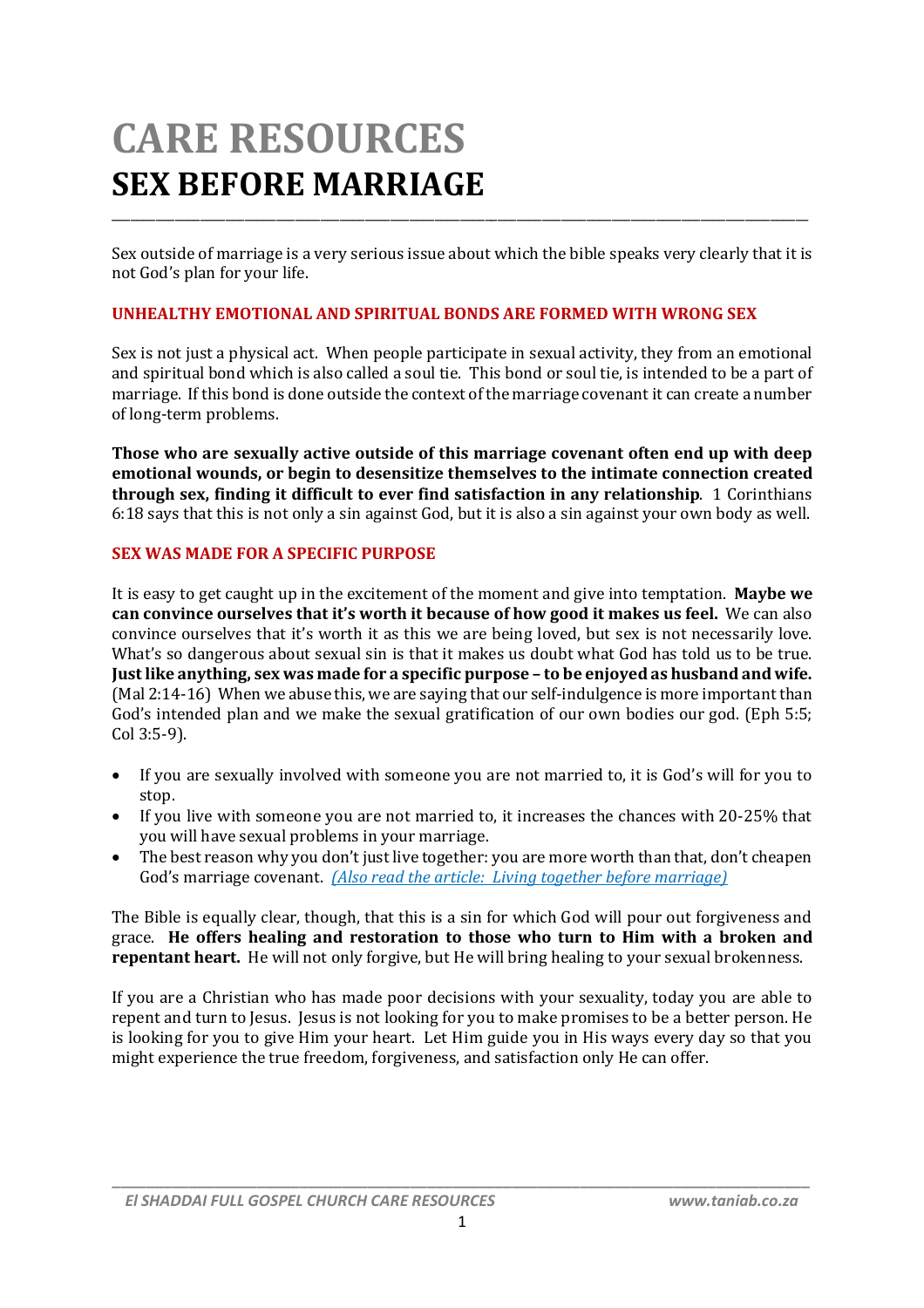# CARE RESOURCES
# SEX BEFORE MARRIAGE

Sex outside of marriage is a very serious issue about which the bible speaks very clearly that it is not God's plan for your life.

## UNHEALTHY EMOTIONAL AND SPIRITUAL BONDS ARE FORMED WITH WRONG SEX

Sex is not just a physical act. When people participate in sexual activity, they from an emotional and spiritual bond which is also called a soul tie. This bond or soul tie, is intended to be a part of marriage. If this bond is done outside the context of the marriage covenant it can create a number of long-term problems.

**Those who are sexually active outside of this marriage covenant often end up with deep emotional wounds, or begin to desensitize themselves to the intimate connection created through sex, finding it difficult to ever find satisfaction in any relationship**. 1 Corinthians 6:18 says that this is not only a sin against God, but it is also a sin against your own body as well.

## SEX WAS MADE FOR A SPECIFIC PURPOSE

It is easy to get caught up in the excitement of the moment and give into temptation. **Maybe we can convince ourselves that it's worth it because of how good it makes us feel.** We can also convince ourselves that it's worth it as this we are being loved, but sex is not necessarily love. What's so dangerous about sexual sin is that it makes us doubt what God has told us to be true. **Just like anything, sex was made for a specific purpose – to be enjoyed as husband and wife.** (Mal 2:14-16) When we abuse this, we are saying that our self-indulgence is more important than God's intended plan and we make the sexual gratification of our own bodies our god. (Eph 5:5; Col 3:5-9).

- If you are sexually involved with someone you are not married to, it is God's will for you to stop.
- If you live with someone you are not married to, it increases the chances with 20-25% that you will have sexual problems in your marriage.
- The best reason why you don't just live together: you are more worth than that, don't cheapen God's marriage covenant. *(Also read the article: Living together before marriage)*

The Bible is equally clear, though, that this is a sin for which God will pour out forgiveness and grace. **He offers healing and restoration to those who turn to Him with a broken and repentant heart.** He will not only forgive, but He will bring healing to your sexual brokenness.

If you are a Christian who has made poor decisions with your sexuality, today you are able to repent and turn to Jesus. Jesus is not looking for you to make promises to be a better person. He is looking for you to give Him your heart. Let Him guide you in His ways every day so that you might experience the true freedom, forgiveness, and satisfaction only He can offer.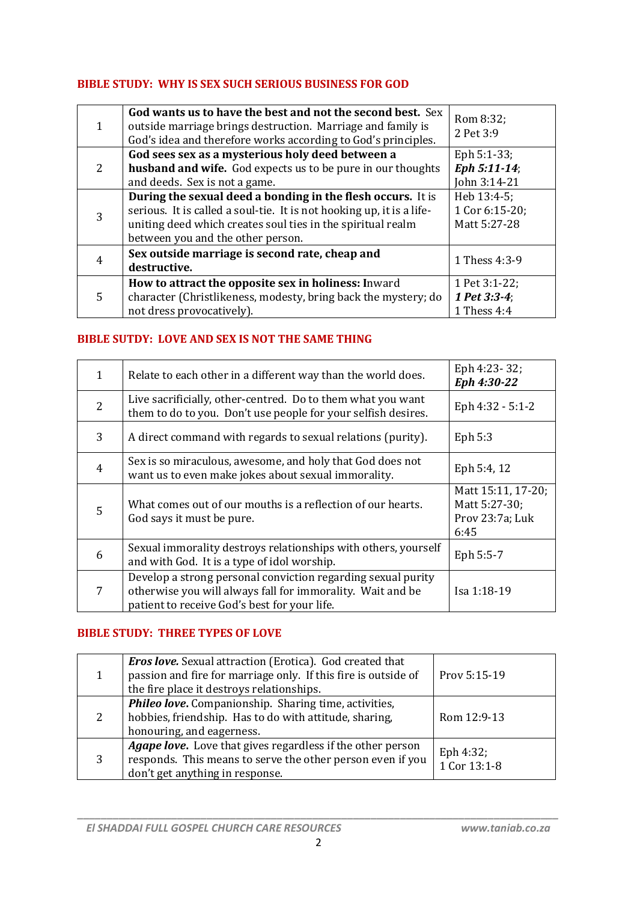### BIBLE STUDY: WHY IS SEX SUCH SERIOUS BUSINESS FOR GOD

| | | |
|---|---|---|
| 1 | **God wants us to have the best and not the second best.** Sex outside marriage brings destruction. Marriage and family is God's idea and therefore works according to God's principles. | Rom 8:32; 2 Pet 3:9 |
| 2 | **God sees sex as a mysterious holy deed between a husband and wife.** God expects us to be pure in our thoughts and deeds. Sex is not a game. | Eph 5:1-33; ***Eph 5:11-14***; John 3:14-21 |
| 3 | **During the sexual deed a bonding in the flesh occurs.** It is serious. It is called a soul-tie. It is not hooking up, it is a life-uniting deed which creates soul ties in the spiritual realm between you and the other person. | Heb 13:4-5; 1 Cor 6:15-20; Matt 5:27-28 |
| 4 | **Sex outside marriage is second rate, cheap and destructive.** | 1 Thess 4:3-9 |
| 5 | **How to attract the opposite sex in holiness:** Inward character (Christlikeness, modesty, bring back the mystery; do not dress provocatively). | 1 Pet 3:1-22; ***1 Pet 3:3-4***; 1 Thess 4:4 |

### BIBLE SUTDY: LOVE AND SEX IS NOT THE SAME THING

| | | |
|---|---|---|
| 1 | Relate to each other in a different way than the world does. | Eph 4:23- 32; ***Eph 4:30-22*** |
| 2 | Live sacrificially, other-centred. Do to them what you want them to do to you. Don't use people for your selfish desires. | Eph 4:32 - 5:1-2 |
| 3 | A direct command with regards to sexual relations (purity). | Eph 5:3 |
| 4 | Sex is so miraculous, awesome, and holy that God does not want us to even make jokes about sexual immorality. | Eph 5:4, 12 |
| 5 | What comes out of our mouths is a reflection of our hearts. God says it must be pure. | Matt 15:11, 17-20; Matt 5:27-30; Prov 23:7a; Luk 6:45 |
| 6 | Sexual immorality destroys relationships with others, yourself and with God. It is a type of idol worship. | Eph 5:5-7 |
| 7 | Develop a strong personal conviction regarding sexual purity otherwise you will always fall for immorality. Wait and be patient to receive God's best for your life. | Isa 1:18-19 |

### BIBLE STUDY: THREE TYPES OF LOVE

| | | |
|---|---|---|
| 1 | ***Eros love.*** Sexual attraction (Erotica). God created that passion and fire for marriage only. If this fire is outside of the fire place it destroys relationships. | Prov 5:15-19 |
| 2 | ***Phileo love.*** Companionship. Sharing time, activities, hobbies, friendship. Has to do with attitude, sharing, honouring, and eagerness. | Rom 12:9-13 |
| 3 | ***Agape love.*** Love that gives regardless if the other person responds. This means to serve the other person even if you don't get anything in response. | Eph 4:32; 1 Cor 13:1-8 |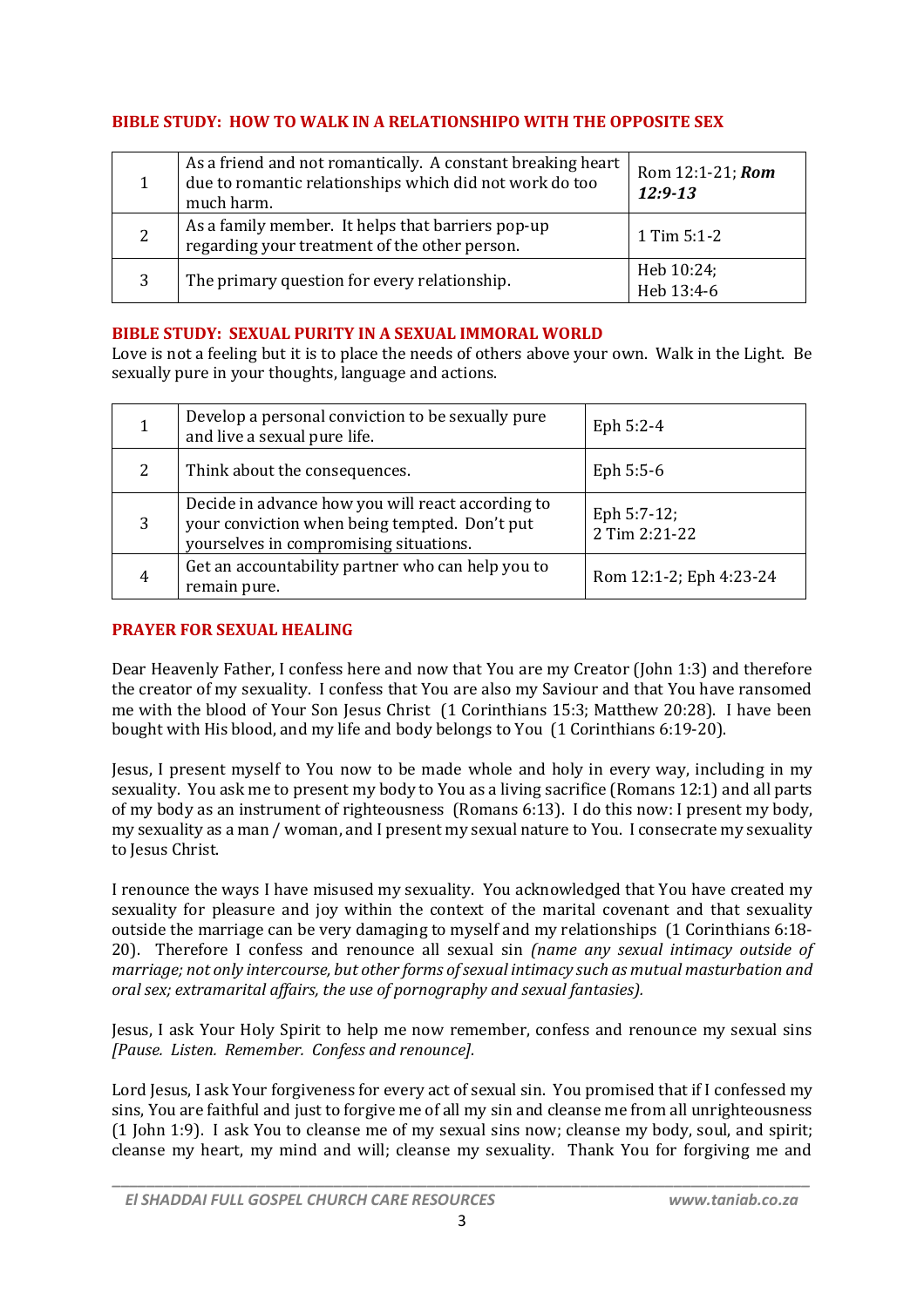## BIBLE STUDY: HOW TO WALK IN A RELATIONSHIPO WITH THE OPPOSITE SEX

| | | |
|---|---|---|
| 1 | As a friend and not romantically. A constant breaking heart due to romantic relationships which did not work do too much harm. | Rom 12:1-21; ***Rom 12:9-13*** |
| 2 | As a family member. It helps that barriers pop-up regarding your treatment of the other person. | 1 Tim 5:1-2 |
| 3 | The primary question for every relationship. | Heb 10:24; Heb 13:4-6 |

## BIBLE STUDY: SEXUAL PURITY IN A SEXUAL IMMORAL WORLD

Love is not a feeling but it is to place the needs of others above your own. Walk in the Light. Be sexually pure in your thoughts, language and actions.

| | | |
|---|---|---|
| 1 | Develop a personal conviction to be sexually pure and live a sexual pure life. | Eph 5:2-4 |
| 2 | Think about the consequences. | Eph 5:5-6 |
| 3 | Decide in advance how you will react according to your conviction when being tempted. Don't put yourselves in compromising situations. | Eph 5:7-12; 2 Tim 2:21-22 |
| 4 | Get an accountability partner who can help you to remain pure. | Rom 12:1-2; Eph 4:23-24 |

## PRAYER FOR SEXUAL HEALING

Dear Heavenly Father, I confess here and now that You are my Creator (John 1:3) and therefore the creator of my sexuality. I confess that You are also my Saviour and that You have ransomed me with the blood of Your Son Jesus Christ (1 Corinthians 15:3; Matthew 20:28). I have been bought with His blood, and my life and body belongs to You (1 Corinthians 6:19-20).

Jesus, I present myself to You now to be made whole and holy in every way, including in my sexuality. You ask me to present my body to You as a living sacrifice (Romans 12:1) and all parts of my body as an instrument of righteousness (Romans 6:13). I do this now: I present my body, my sexuality as a man / woman, and I present my sexual nature to You. I consecrate my sexuality to Jesus Christ.

I renounce the ways I have misused my sexuality. You acknowledged that You have created my sexuality for pleasure and joy within the context of the marital covenant and that sexuality outside the marriage can be very damaging to myself and my relationships (1 Corinthians 6:18-20). Therefore I confess and renounce all sexual sin *(name any sexual intimacy outside of marriage; not only intercourse, but other forms of sexual intimacy such as mutual masturbation and oral sex; extramarital affairs, the use of pornography and sexual fantasies).*

Jesus, I ask Your Holy Spirit to help me now remember, confess and renounce my sexual sins *[Pause. Listen. Remember. Confess and renounce].*

Lord Jesus, I ask Your forgiveness for every act of sexual sin. You promised that if I confessed my sins, You are faithful and just to forgive me of all my sin and cleanse me from all unrighteousness (1 John 1:9). I ask You to cleanse me of my sexual sins now; cleanse my body, soul, and spirit; cleanse my heart, my mind and will; cleanse my sexuality. Thank You for forgiving me and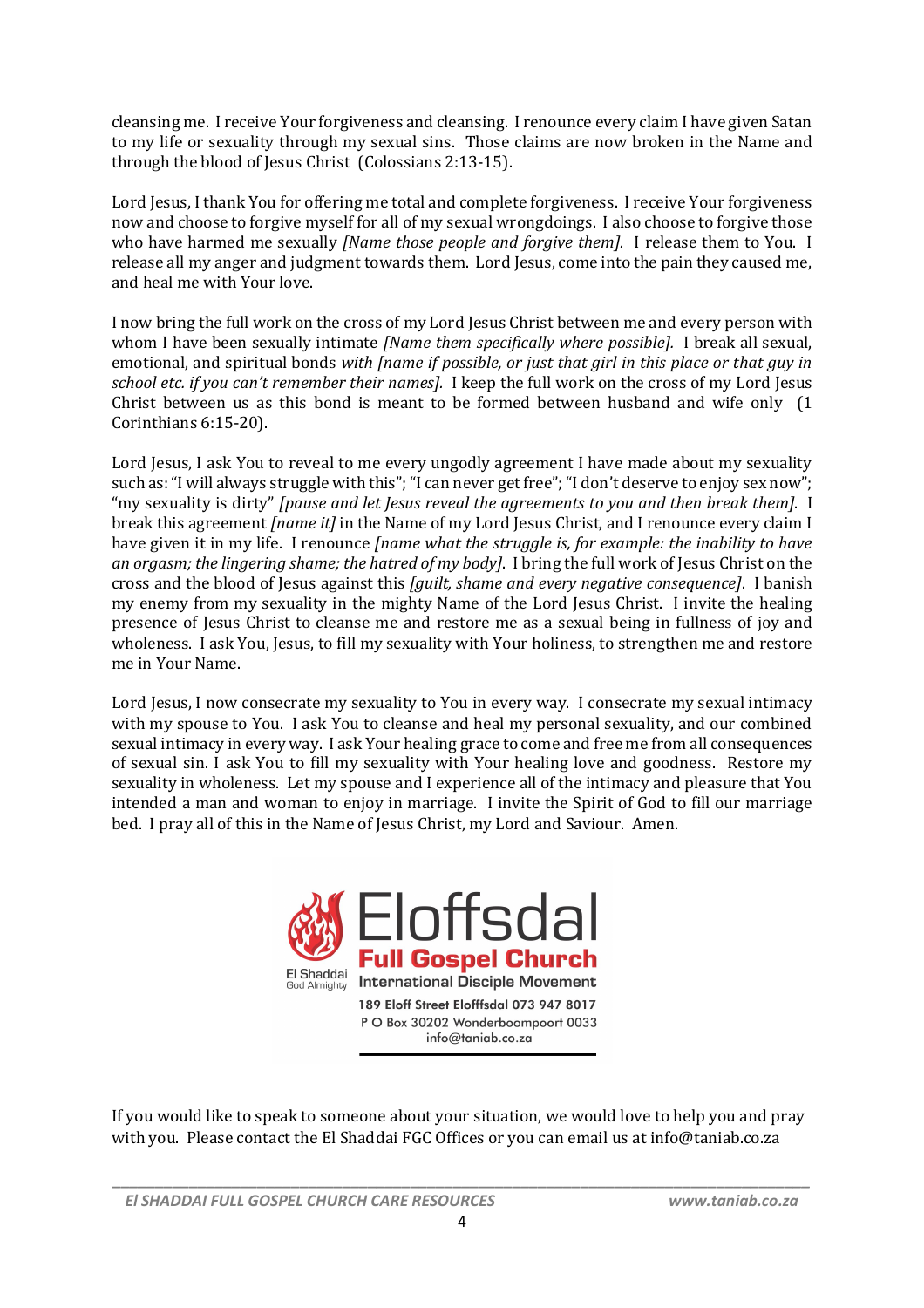cleansing me. I receive Your forgiveness and cleansing. I renounce every claim I have given Satan to my life or sexuality through my sexual sins. Those claims are now broken in the Name and through the blood of Jesus Christ (Colossians 2:13-15).

Lord Jesus, I thank You for offering me total and complete forgiveness. I receive Your forgiveness now and choose to forgive myself for all of my sexual wrongdoings. I also choose to forgive those who have harmed me sexually *[Name those people and forgive them].* I release them to You. I release all my anger and judgment towards them. Lord Jesus, come into the pain they caused me, and heal me with Your love.

I now bring the full work on the cross of my Lord Jesus Christ between me and every person with whom I have been sexually intimate *[Name them specifically where possible].* I break all sexual, emotional, and spiritual bonds *with [name if possible, or just that girl in this place or that guy in school etc. if you can't remember their names].* I keep the full work on the cross of my Lord Jesus Christ between us as this bond is meant to be formed between husband and wife only (1 Corinthians 6:15-20).

Lord Jesus, I ask You to reveal to me every ungodly agreement I have made about my sexuality such as: "I will always struggle with this"; "I can never get free"; "I don't deserve to enjoy sex now"; "my sexuality is dirty" *[pause and let Jesus reveal the agreements to you and then break them]*. I break this agreement *[name it]* in the Name of my Lord Jesus Christ, and I renounce every claim I have given it in my life. I renounce *[name what the struggle is, for example: the inability to have an orgasm; the lingering shame; the hatred of my body]*. I bring the full work of Jesus Christ on the cross and the blood of Jesus against this *[guilt, shame and every negative consequence]*. I banish my enemy from my sexuality in the mighty Name of the Lord Jesus Christ. I invite the healing presence of Jesus Christ to cleanse me and restore me as a sexual being in fullness of joy and wholeness. I ask You, Jesus, to fill my sexuality with Your holiness, to strengthen me and restore me in Your Name.

Lord Jesus, I now consecrate my sexuality to You in every way. I consecrate my sexual intimacy with my spouse to You. I ask You to cleanse and heal my personal sexuality, and our combined sexual intimacy in every way. I ask Your healing grace to come and free me from all consequences of sexual sin. I ask You to fill my sexuality with Your healing love and goodness. Restore my sexuality in wholeness. Let my spouse and I experience all of the intimacy and pleasure that You intended a man and woman to enjoy in marriage. I invite the Spirit of God to fill our marriage bed. I pray all of this in the Name of Jesus Christ, my Lord and Saviour. Amen.

El Shaddai
God Almighty

**Eloffsdal**
**Full Gospel Church**
International Disciple Movement
189 Eloff Street Elofffsdal 073 947 8017
P O Box 30202 Wonderboompoort 0033
info@taniab.co.za

If you would like to speak to someone about your situation, we would love to help you and pray with you. Please contact the El Shaddai FGC Offices or you can email us at info@taniab.co.za